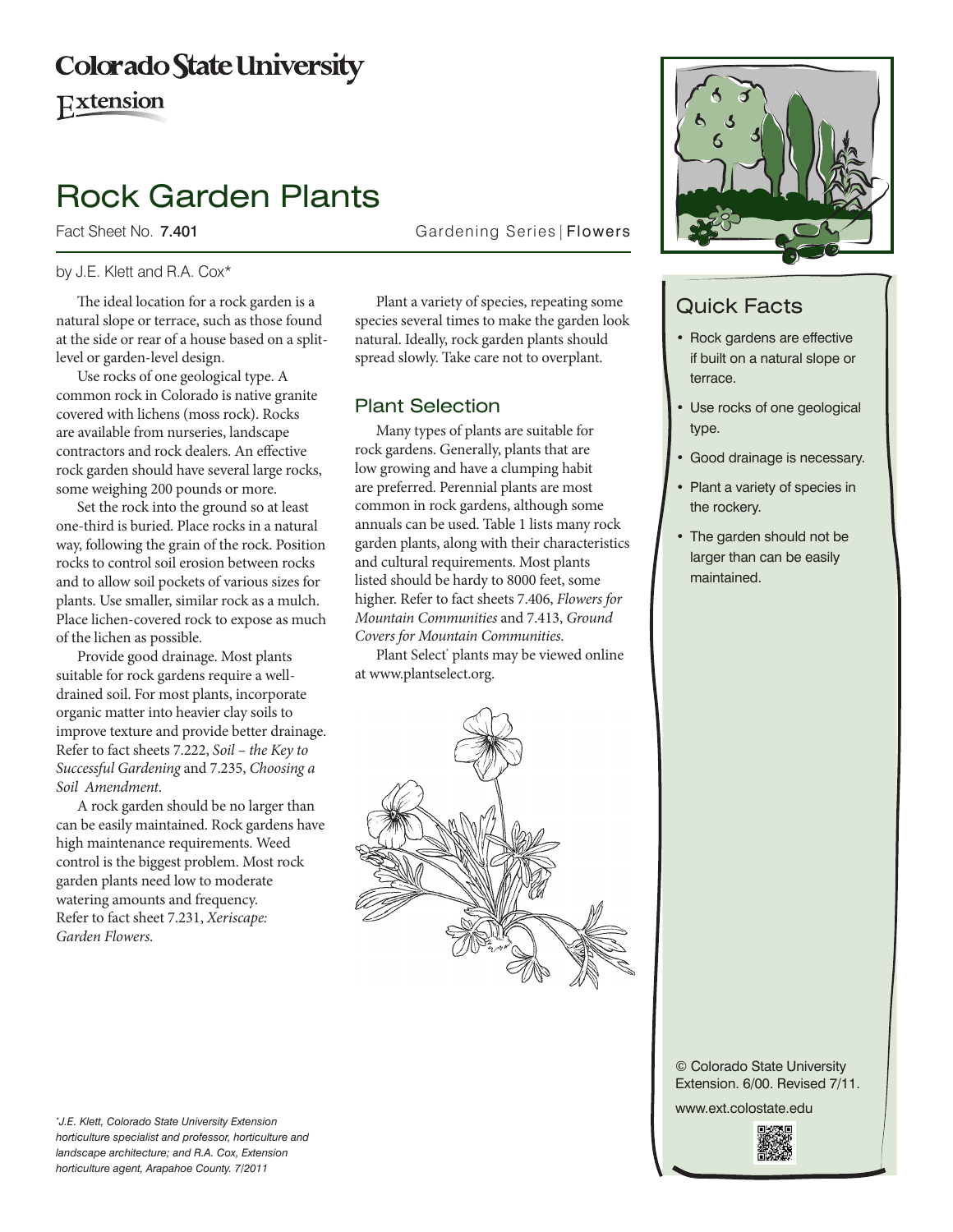Colorado State University Extension

# Rock Garden Plants

Fact Sheet No. **7.401**

Gardening Series | Flowers

by J.E. Klett and R.A. Cox*

The ideal location for a rock garden is a natural slope or terrace, such as those found at the side or rear of a house based on a split-level or garden-level design.

Use rocks of one geological type. A common rock in Colorado is native granite covered with lichens (moss rock). Rocks are available from nurseries, landscape contractors and rock dealers. An effective rock garden should have several large rocks, some weighing 200 pounds or more.

Set the rock into the ground so at least one-third is buried. Place rocks in a natural way, following the grain of the rock. Position rocks to control soil erosion between rocks and to allow soil pockets of various sizes for plants. Use smaller, similar rock as a mulch. Place lichen-covered rock to expose as much of the lichen as possible.

Provide good drainage. Most plants suitable for rock gardens require a well-drained soil. For most plants, incorporate organic matter into heavier clay soils to improve texture and provide better drainage. Refer to fact sheets 7.222, *Soil – the Key to Successful Gardening* and 7.235, *Choosing a Soil Amendment*.

A rock garden should be no larger than can be easily maintained. Rock gardens have high maintenance requirements. Weed control is the biggest problem. Most rock garden plants need low to moderate watering amounts and frequency. Refer to fact sheet 7.231, *Xeriscape: Garden Flowers*.

Plant a variety of species, repeating some species several times to make the garden look natural. Ideally, rock garden plants should spread slowly. Take care not to overplant.

## Plant Selection

Many types of plants are suitable for rock gardens. Generally, plants that are low growing and have a clumping habit are preferred. Perennial plants are most common in rock gardens, although some annuals can be used. Table 1 lists many rock garden plants, along with their characteristics and cultural requirements. Most plants listed should be hardy to 8000 feet, some higher. Refer to fact sheets 7.406, *Flowers for Mountain Communities* and 7.413, *Ground Covers for Mountain Communities*.

Plant Select® plants may be viewed online at www.plantselect.org.

## Quick Facts

- Rock gardens are effective if built on a natural slope or terrace.
- Use rocks of one geological type.
- Good drainage is necessary.
- Plant a variety of species in the rockery.
- The garden should not be larger than can be easily maintained.

© Colorado State University Extension. 6/00. Revised 7/11.

www.ext.colostate.edu

*J.E. Klett, Colorado State University Extension horticulture specialist and professor, horticulture and landscape architecture; and R.A. Cox, Extension horticulture agent, Arapahoe County. 7/2011*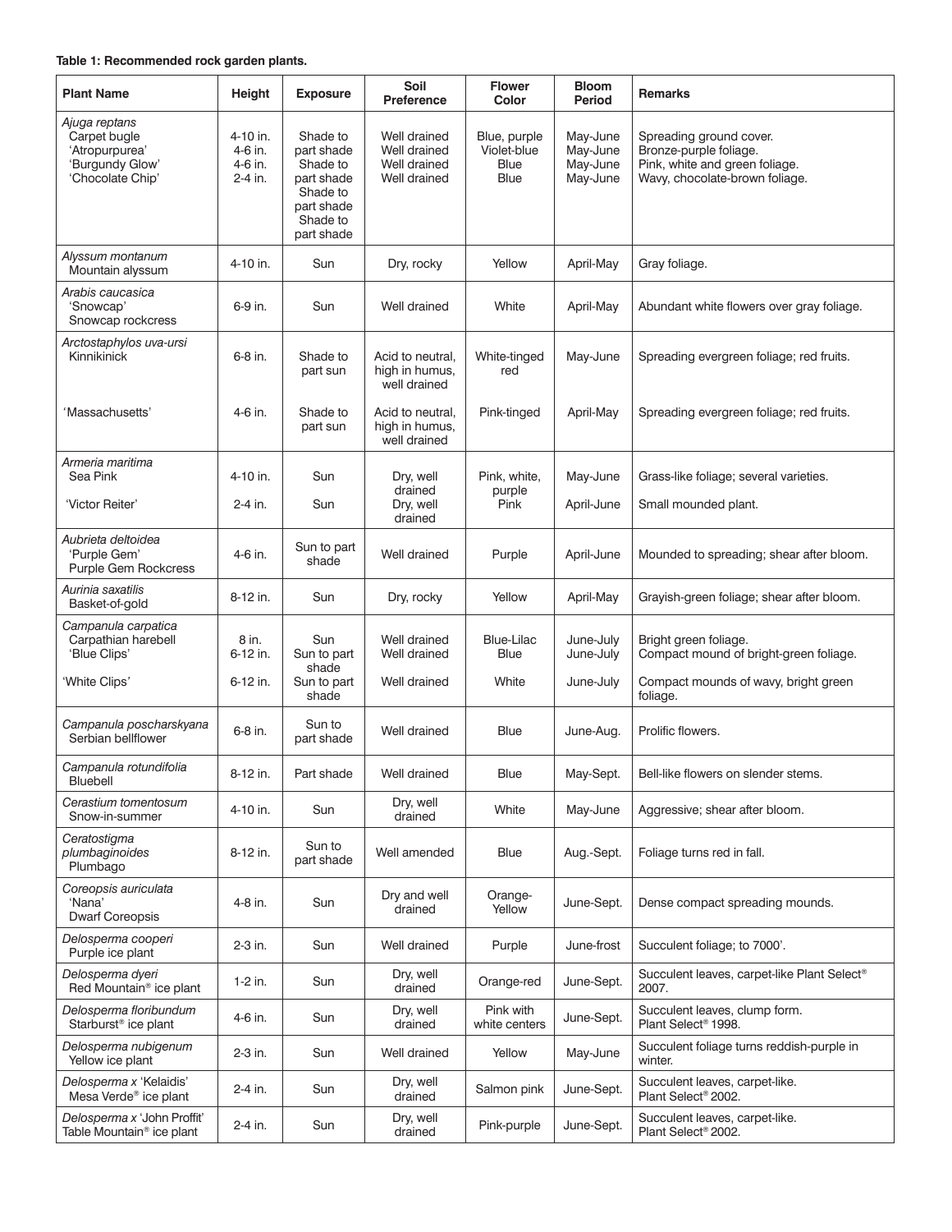**Table 1: Recommended rock garden plants.**

| Plant Name | Height | Exposure | Soil Preference | Flower Color | Bloom Period | Remarks |
|---|---|---|---|---|---|---|
| *Ajuga reptans*<br>Carpet bugle<br>'Atropurpurea'<br>'Burgundy Glow'<br>'Chocolate Chip' | 4-10 in.<br>4-6 in.<br>4-6 in.<br>2-4 in. | Shade to part shade<br>Shade to part shade<br>Shade to part shade<br>Shade to part shade | Well drained<br>Well drained<br>Well drained<br>Well drained | Blue, purple<br>Violet-blue<br>Blue<br>Blue | May-June<br>May-June<br>May-June<br>May-June | Spreading ground cover.<br>Bronze-purple foliage.<br>Pink, white and green foliage.<br>Wavy, chocolate-brown foliage. |
| *Alyssum montanum*<br>Mountain alyssum | 4-10 in. | Sun | Dry, rocky | Yellow | April-May | Gray foliage. |
| *Arabis caucasica*<br>'Snowcap'<br>Snowcap rockcress | 6-9 in. | Sun | Well drained | White | April-May | Abundant white flowers over gray foliage. |
| *Arctostaphylos uva-ursi*<br>Kinnikinick | 6-8 in. | Shade to part sun | Acid to neutral, high in humus, well drained | White-tinged red | May-June | Spreading evergreen foliage; red fruits. |
| 'Massachusetts' | 4-6 in. | Shade to part sun | Acid to neutral, high in humus, well drained | Pink-tinged | April-May | Spreading evergreen foliage; red fruits. |
| *Armeria maritima*<br>Sea Pink<br>'Victor Reiter' | 4-10 in.<br>2-4 in. | Sun<br>Sun | Dry, well drained<br>Dry, well drained | Pink, white, purple<br>Pink | May-June<br>April-June | Grass-like foliage; several varieties.<br>Small mounded plant. |
| *Aubrieta deltoidea*<br>'Purple Gem'<br>Purple Gem Rockcress | 4-6 in. | Sun to part shade | Well drained | Purple | April-June | Mounded to spreading; shear after bloom. |
| *Aurinia saxatilis*<br>Basket-of-gold | 8-12 in. | Sun | Dry, rocky | Yellow | April-May | Grayish-green foliage; shear after bloom. |
| *Campanula carpatica*<br>Carpathian harebell<br>'Blue Clips'<br>'White Clips' | 8 in.<br>6-12 in.<br>6-12 in. | Sun<br>Sun to part shade<br>Sun to part shade | Well drained<br>Well drained<br>Well drained | Blue-Lilac<br>Blue<br>White | June-July<br>June-July<br>June-July | Bright green foliage.<br>Compact mound of bright-green foliage.<br>Compact mounds of wavy, bright green foliage. |
| *Campanula poscharskyana*<br>Serbian bellflower | 6-8 in. | Sun to part shade | Well drained | Blue | June-Aug. | Prolific flowers. |
| *Campanula rotundifolia*<br>Bluebell | 8-12 in. | Part shade | Well drained | Blue | May-Sept. | Bell-like flowers on slender stems. |
| *Cerastium tomentosum*<br>Snow-in-summer | 4-10 in. | Sun | Dry, well drained | White | May-June | Aggressive; shear after bloom. |
| *Ceratostigma plumbaginoides*<br>Plumbago | 8-12 in. | Sun to part shade | Well amended | Blue | Aug.-Sept. | Foliage turns red in fall. |
| *Coreopsis auriculata*<br>'Nana'<br>Dwarf Coreopsis | 4-8 in. | Sun | Dry and well drained | Orange-Yellow | June-Sept. | Dense compact spreading mounds. |
| *Delosperma cooperi*<br>Purple ice plant | 2-3 in. | Sun | Well drained | Purple | June-frost | Succulent foliage; to 7000'. |
| *Delosperma dyeri*<br>Red Mountain® ice plant | 1-2 in. | Sun | Dry, well drained | Orange-red | June-Sept. | Succulent leaves, carpet-like Plant Select® 2007. |
| *Delosperma floribundum*<br>Starburst® ice plant | 4-6 in. | Sun | Dry, well drained | Pink with white centers | June-Sept. | Succulent leaves, clump form.<br>Plant Select® 1998. |
| *Delosperma nubigenum*<br>Yellow ice plant | 2-3 in. | Sun | Well drained | Yellow | May-June | Succulent foliage turns reddish-purple in winter. |
| *Delosperma x* 'Kelaidis'<br>Mesa Verde® ice plant | 2-4 in. | Sun | Dry, well drained | Salmon pink | June-Sept. | Succulent leaves, carpet-like.<br>Plant Select® 2002. |
| *Delosperma x* 'John Proffit'<br>Table Mountain® ice plant | 2-4 in. | Sun | Dry, well drained | Pink-purple | June-Sept. | Succulent leaves, carpet-like.<br>Plant Select® 2002. |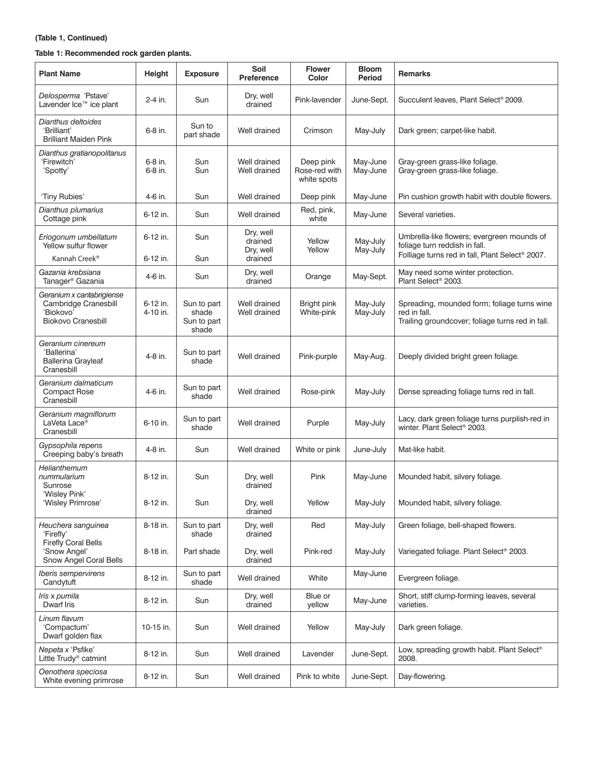**(Table 1, Continued)**

**Table 1: Recommended rock garden plants.**

| Plant Name | Height | Exposure | Soil Preference | Flower Color | Bloom Period | Remarks |
|---|---|---|---|---|---|---|
| *Delosperma* 'Pstave' Lavender Ice™ ice plant | 2-4 in. | Sun | Dry, well drained | Pink-lavender | June-Sept. | Succulent leaves, Plant Select® 2009. |
| *Dianthus deltoides* 'Brilliant' Brilliant Maiden Pink | 6-8 in. | Sun to part shade | Well drained | Crimson | May-July | Dark green; carpet-like habit. |
| *Dianthus gratianopolitanus* 'Firewitch' | 6-8 in. | Sun | Well drained | Deep pink | May-June | Gray-green grass-like foliage. |
| 'Spotty' | 6-8 in. | Sun | Well drained | Rose-red with white spots | May-June | Gray-green grass-like foliage. |
| 'Tiny Rubies' | 4-6 in. | Sun | Well drained | Deep pink | May-June | Pin cushion growth habit with double flowers. |
| *Dianthus plumarius* Cottage pink | 6-12 in. | Sun | Well drained | Red, pink, white | May-June | Several varieties. |
| *Eriogonum umbellatum* Yellow sulfur flower | 6-12 in. | Sun | Dry, well drained | Yellow | May-July | Umbrella-like flowers; evergreen mounds of foliage turn reddish in fall. |
| Kannah Creek® | 6-12 in. | Sun | Dry, well drained | Yellow | May-July | Folliage turns red in fall, Plant Select® 2007. |
| *Gazania krebsiana* Tanager® Gazania | 4-6 in. | Sun | Dry, well drained | Orange | May-Sept. | May need some winter protection. Plant Select® 2003. |
| *Geranium x cantabrigiense* Cambridge Cranesbill | 6-12 in. | Sun to part shade | Well drained | Bright pink | May-July | Spreading, mounded form; foliage turns wine red in fall. |
| 'Biokovo' Biokovo Cranesbill | 4-10 in. | Sun to part shade | Well drained | White-pink | May-July | Trailing groundcover; foliage turns red in fall. |
| *Geranium cinereum* 'Ballerina' Ballerina Grayleaf Cranesbill | 4-8 in. | Sun to part shade | Well drained | Pink-purple | May-Aug. | Deeply divided bright green foliage. |
| *Geranium dalmaticum* Compact Rose Cranesbill | 4-6 in. | Sun to part shade | Well drained | Rose-pink | May-July | Dense spreading foliage turns red in fall. |
| *Geranium magniflorum* LaVeta Lace® Cranesbill | 6-10 in. | Sun to part shade | Well drained | Purple | May-July | Lacy, dark green foliage turns purplish-red in winter. Plant Select® 2003. |
| *Gypsophila repens* Creeping baby's breath | 4-8 in. | Sun | Well drained | White or pink | June-July | Mat-like habit. |
| *Helianthemum nummularium* Sunrose 'Wisley Pink' | 8-12 in. | Sun | Dry, well drained | Pink | May-June | Mounded habit, silvery foliage. |
| 'Wisley Primrose' | 8-12 in. | Sun | Dry, well drained | Yellow | May-July | Mounded habit, silvery foliage. |
| *Heuchera sanguinea* 'Firefly' Firefly Coral Bells | 8-18 in. | Sun to part shade | Dry, well drained | Red | May-July | Green foliage, bell-shaped flowers. |
| 'Snow Angel' Snow Angel Coral Bells | 8-18 in. | Part shade | Dry, well drained | Pink-red | May-July | Variegated foliage. Plant Select® 2003. |
| *Iberis sempervirens* Candytuft | 8-12 in. | Sun to part shade | Well drained | White | May-June | Evergreen foliage. |
| *Iris x pumila* Dwarf Iris | 8-12 in. | Sun | Dry, well drained | Blue or yellow | May-June | Short, stiff clump-forming leaves, several varieties. |
| *Linum flavum* 'Compactum' Dwarf golden flax | 10-15 in. | Sun | Well drained | Yellow | May-July | Dark green foliage. |
| *Nepeta x* 'Psfike' Little Trudy® catmint | 8-12 in. | Sun | Well drained | Lavender | June-Sept. | Low, spreading growth habit. Plant Select® 2008. |
| *Oenothera speciosa* White evening primrose | 8-12 in. | Sun | Well drained | Pink to white | June-Sept. | Day-flowering. |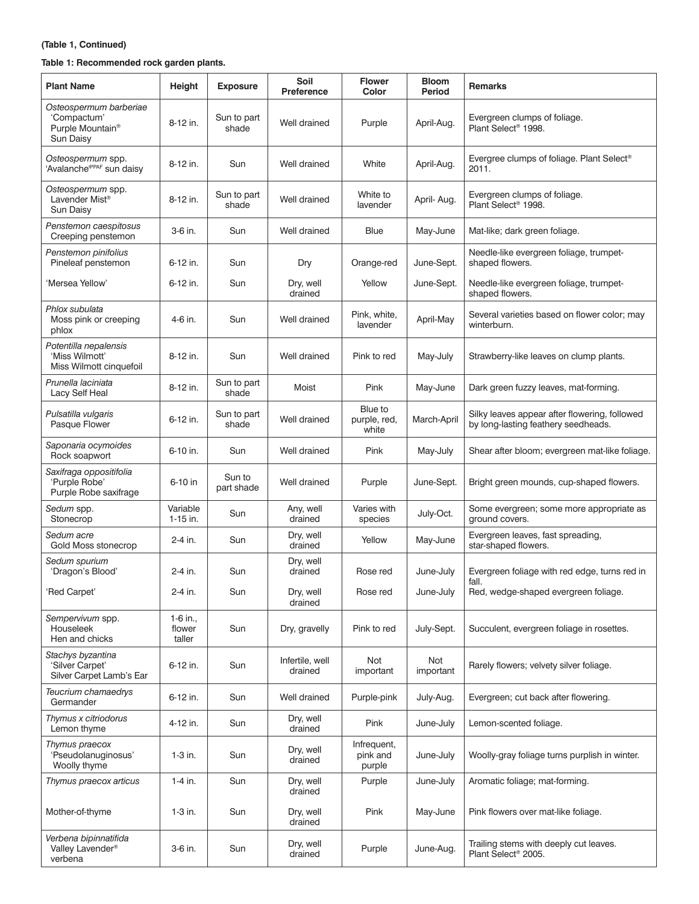**(Table 1, Continued)**

**Table 1: Recommended rock garden plants.**

| Plant Name | Height | Exposure | Soil Preference | Flower Color | Bloom Period | Remarks |
|---|---|---|---|---|---|---|
| *Osteospermum barberiae* 'Compactum' Purple Mountain® Sun Daisy | 8-12 in. | Sun to part shade | Well drained | Purple | April-Aug. | Evergreen clumps of foliage. Plant Select® 1998. |
| *Osteospermum* spp. 'Avalanche[PPAF] sun daisy | 8-12 in. | Sun | Well drained | White | April-Aug. | Evergree clumps of foliage. Plant Select® 2011. |
| *Osteospermum* spp. Lavender Mist® Sun Daisy | 8-12 in. | Sun to part shade | Well drained | White to lavender | April- Aug. | Evergreen clumps of foliage. Plant Select® 1998. |
| *Penstemon caespitosus* Creeping penstemon | 3-6 in. | Sun | Well drained | Blue | May-June | Mat-like; dark green foliage. |
| *Penstemon pinifolius* Pineleaf penstemon | 6-12 in. | Sun | Dry | Orange-red | June-Sept. | Needle-like evergreen foliage, trumpet-shaped flowers. |
| 'Mersea Yellow' | 6-12 in. | Sun | Dry, well drained | Yellow | June-Sept. | Needle-like evergreen foliage, trumpet-shaped flowers. |
| *Phlox subulata* Moss pink or creeping phlox | 4-6 in. | Sun | Well drained | Pink, white, lavender | April-May | Several varieties based on flower color; may winterburn. |
| *Potentilla nepalensis* 'Miss Wilmott' Miss Wilmott cinquefoil | 8-12 in. | Sun | Well drained | Pink to red | May-July | Strawberry-like leaves on clump plants. |
| *Prunella laciniata* Lacy Self Heal | 8-12 in. | Sun to part shade | Moist | Pink | May-June | Dark green fuzzy leaves, mat-forming. |
| *Pulsatilla vulgaris* Pasque Flower | 6-12 in. | Sun to part shade | Well drained | Blue to purple, red, white | March-April | Silky leaves appear after flowering, followed by long-lasting feathery seedheads. |
| *Saponaria ocymoides* Rock soapwort | 6-10 in. | Sun | Well drained | Pink | May-July | Shear after bloom; evergreen mat-like foliage. |
| *Saxifraga oppositifolia* 'Purple Robe' Purple Robe saxifrage | 6-10 in | Sun to part shade | Well drained | Purple | June-Sept. | Bright green mounds, cup-shaped flowers. |
| *Sedum* spp. Stonecrop | Variable 1-15 in. | Sun | Any, well drained | Varies with species | July-Oct. | Some evergreen; some more appropriate as ground covers. |
| *Sedum acre* Gold Moss stonecrop | 2-4 in. | Sun | Dry, well drained | Yellow | May-June | Evergreen leaves, fast spreading, star-shaped flowers. |
| *Sedum spurium* 'Dragon's Blood' | 2-4 in. | Sun | Dry, well drained | Rose red | June-July | Evergreen foliage with red edge, turns red in fall. |
| 'Red Carpet' | 2-4 in. | Sun | Dry, well drained | Rose red | June-July | Red, wedge-shaped evergreen foliage. |
| *Sempervivum* spp. Houseleek Hen and chicks | 1-6 in., flower taller | Sun | Dry, gravelly | Pink to red | July-Sept. | Succulent, evergreen foliage in rosettes. |
| *Stachys byzantina* 'Silver Carpet' Silver Carpet Lamb's Ear | 6-12 in. | Sun | Infertile, well drained | Not important | Not important | Rarely flowers; velvety silver foliage. |
| *Teucrium chamaedrys* Germander | 6-12 in. | Sun | Well drained | Purple-pink | July-Aug. | Evergreen; cut back after flowering. |
| *Thymus x citriodorus* Lemon thyme | 4-12 in. | Sun | Dry, well drained | Pink | June-July | Lemon-scented foliage. |
| *Thymus praecox* 'Pseudolanuginosus' Woolly thyme | 1-3 in. | Sun | Dry, well drained | Infrequent, pink and purple | June-July | Woolly-gray foliage turns purplish in winter. |
| *Thymus praecox articus* | 1-4 in. | Sun | Dry, well drained | Purple | June-July | Aromatic foliage; mat-forming. |
| Mother-of-thyme | 1-3 in. | Sun | Dry, well drained | Pink | May-June | Pink flowers over mat-like foliage. |
| *Verbena bipinnatifida* Valley Lavender® verbena | 3-6 in. | Sun | Dry, well drained | Purple | June-Aug. | Trailing stems with deeply cut leaves. Plant Select® 2005. |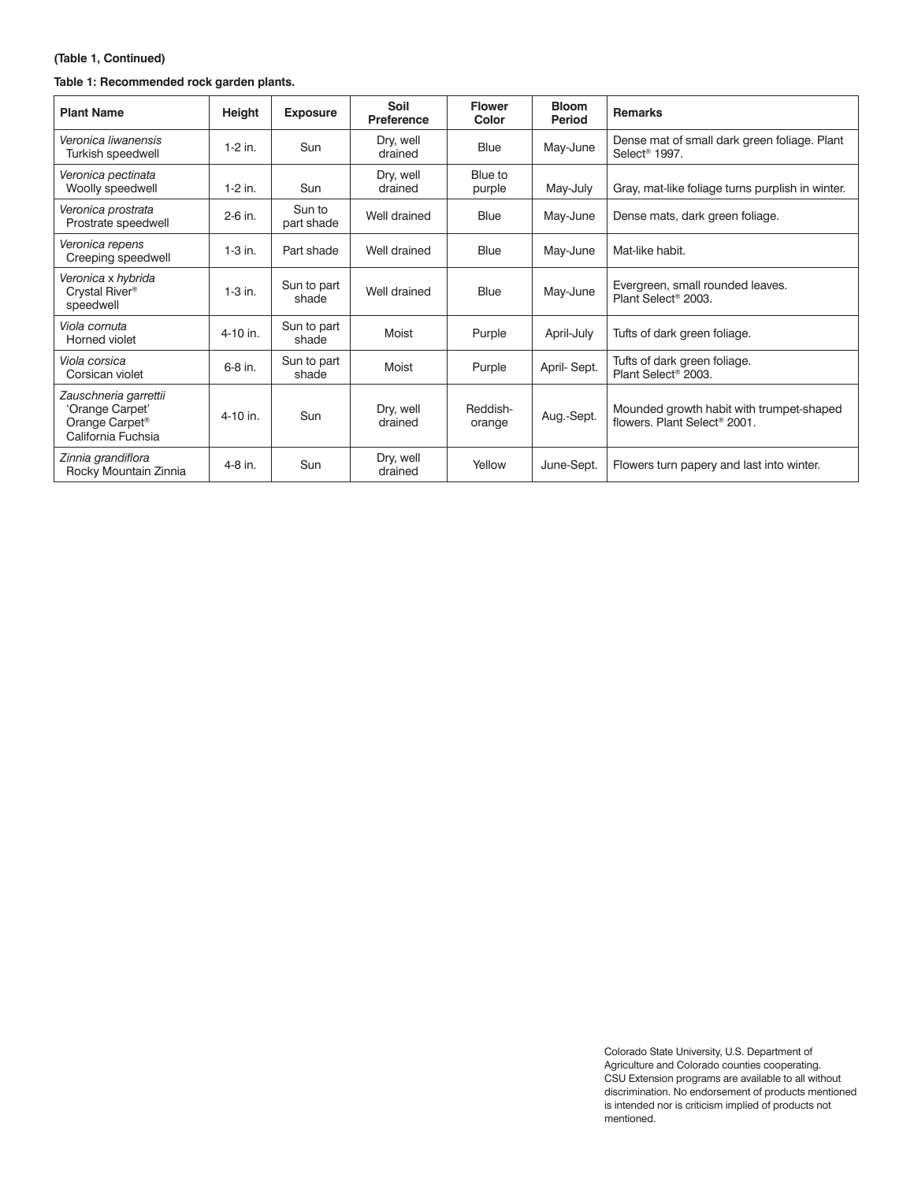**(Table 1, Continued)**

**Table 1: Recommended rock garden plants.**

| Plant Name | Height | Exposure | Soil Preference | Flower Color | Bloom Period | Remarks |
|---|---|---|---|---|---|---|
| *Veronica liwanensis* Turkish speedwell | 1-2 in. | Sun | Dry, well drained | Blue | May-June | Dense mat of small dark green foliage. Plant Select® 1997. |
| *Veronica pectinata* Woolly speedwell | 1-2 in. | Sun | Dry, well drained | Blue to purple | May-July | Gray, mat-like foliage turns purplish in winter. |
| *Veronica prostrata* Prostrate speedwell | 2-6 in. | Sun to part shade | Well drained | Blue | May-June | Dense mats, dark green foliage. |
| *Veronica repens* Creeping speedwell | 1-3 in. | Part shade | Well drained | Blue | May-June | Mat-like habit. |
| *Veronica x hybrida* Crystal River® speedwell | 1-3 in. | Sun to part shade | Well drained | Blue | May-June | Evergreen, small rounded leaves. Plant Select® 2003. |
| *Viola cornuta* Horned violet | 4-10 in. | Sun to part shade | Moist | Purple | April-July | Tufts of dark green foliage. |
| *Viola corsica* Corsican violet | 6-8 in. | Sun to part shade | Moist | Purple | April- Sept. | Tufts of dark green foliage. Plant Select® 2003. |
| *Zauschneria garrettii* 'Orange Carpet' Orange Carpet® California Fuchsia | 4-10 in. | Sun | Dry, well drained | Reddish-orange | Aug.-Sept. | Mounded growth habit with trumpet-shaped flowers. Plant Select® 2001. |
| *Zinnia grandiflora* Rocky Mountain Zinnia | 4-8 in. | Sun | Dry, well drained | Yellow | June-Sept. | Flowers turn papery and last into winter. |

Colorado State University, U.S. Department of Agriculture and Colorado counties cooperating. CSU Extension programs are available to all without discrimination. No endorsement of products mentioned is intended nor is criticism implied of products not mentioned.